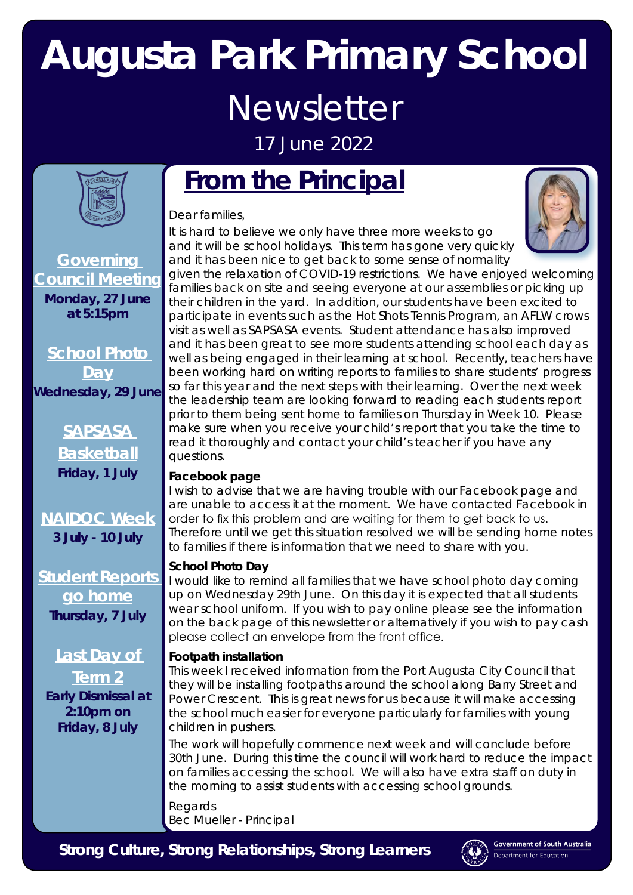# Augusta Park Primary School

## Newsletter

17 June 2022

**Governing Council Meeting**
**Monday, 27 June at 5:15pm**

**School Photo Day**
**Wednesday, 29 June**

**SAPSASA Basketball**
**Friday, 1 July**

**NAIDOC Week**
**3 July - 10 July**

**Student Reports go home**
**Thursday, 7 July**

**Last Day of Term 2**
**Early Dismissal at 2:10pm on Friday, 8 July**

## From the Principal

Dear families,

It is hard to believe we only have three more weeks to go and it will be school holidays. This term has gone very quickly and it has been nice to get back to some sense of normality given the relaxation of COVID-19 restrictions. We have enjoyed welcoming families back on site and seeing everyone at our assemblies or picking up their children in the yard. In addition, our students have been excited to participate in events such as the Hot Shots Tennis Program, an AFLW crows visit as well as SAPSASA events. Student attendance has also improved and it has been great to see more students attending school each day as well as being engaged in their learning at school. Recently, teachers have been working hard on writing reports to share students' progress so far this year and the next steps with their learning. Over the next week the leadership team are looking forward to reading each students report prior to them being sent home to families on Thursday in Week 10. Please make sure when you receive your child's report that you take the time to read it thoroughly and contact your child's teacher if you have any questions.

**Facebook page**

I wish to advise that we are having trouble with our Facebook page and are unable to access it at the moment. We have contacted Facebook in order to fix this problem and are waiting for them to get back to us. Therefore until we get this situation resolved we will be sending home notes to families if there is information that we need to share with you.

**School Photo Day**

I would like to remind all families that we have school photo day coming up on Wednesday 29th June. On this day it is expected that all students wear school uniform. If you wish to pay online please see the information on the back page of this newsletter or alternatively if you wish to pay cash please collect an envelope from the front office.

**Footpath installation**

This week I received information from the Port Augusta City Council that they will be installing footpaths around the school along Barry Street and Power Crescent. This is great news for us because it will make accessing the school much easier for everyone particularly for families with young children in pushers.

The work will hopefully commence next week and will conclude before 30th June. During this time the council will work hard to reduce the impact on families accessing the school. We will also have extra staff on duty in the morning to assist students with accessing school grounds.

Regards
Bec Mueller - Principal

**Strong Culture, Strong Relationships, Strong Learners**

Government of South Australia
Department for Education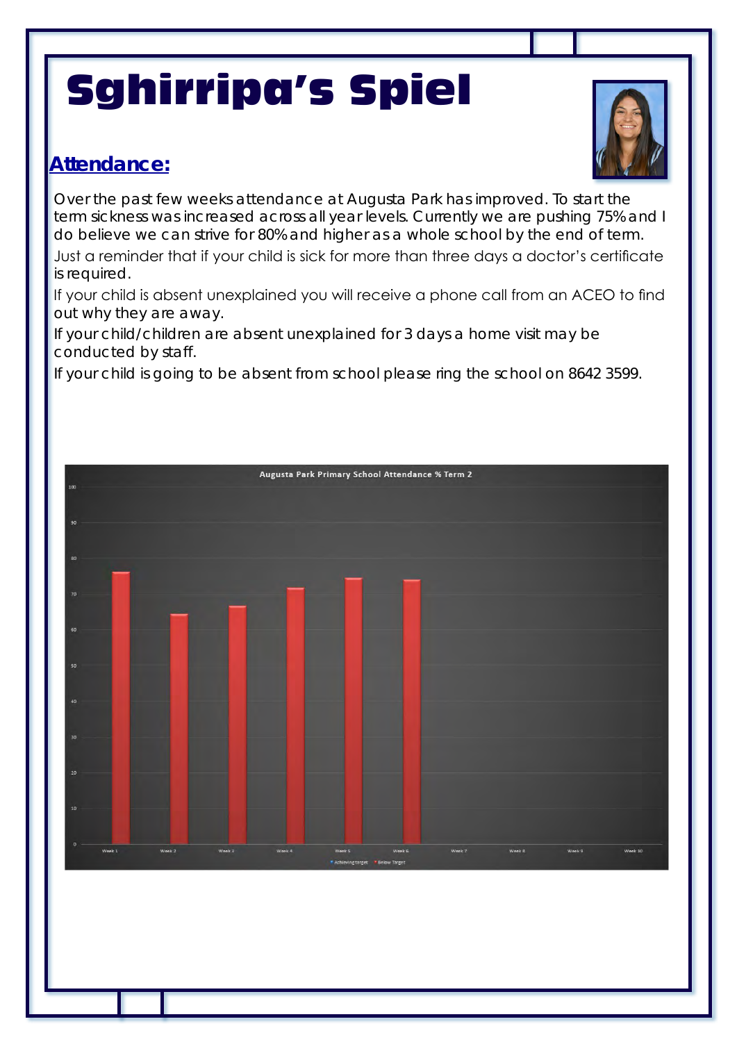# Sghirripa's Spiel

## Attendance:

Over the past few weeks attendance at Augusta Park has improved. To start the term sickness was increased across all year levels. Currently we are pushing 75% and I do believe we can strive for 80% and higher as a whole school by the end of term.

Just a reminder that if your child is sick for more than three days a doctor's certificate is required.

If your child is absent unexplained you will receive a phone call from an ACEO to find out why they are away.

If your child/children are absent unexplained for 3 days a home visit may be conducted by staff.

If your child is going to be absent from school please ring the school on 8642 3599.

**Augusta Park Primary School Attendance % Term 2**

| Week | Attendance % |
|---|---|
| Week 1 | ~76 |
| Week 2 | ~64 |
| Week 3 | ~66 |
| Week 4 | ~71 |
| Week 5 | ~74 |
| Week 6 | ~74 |
| Week 7 | |
| Week 8 | |
| Week 9 | |
| Week 10 | |

Achieving target · Below Target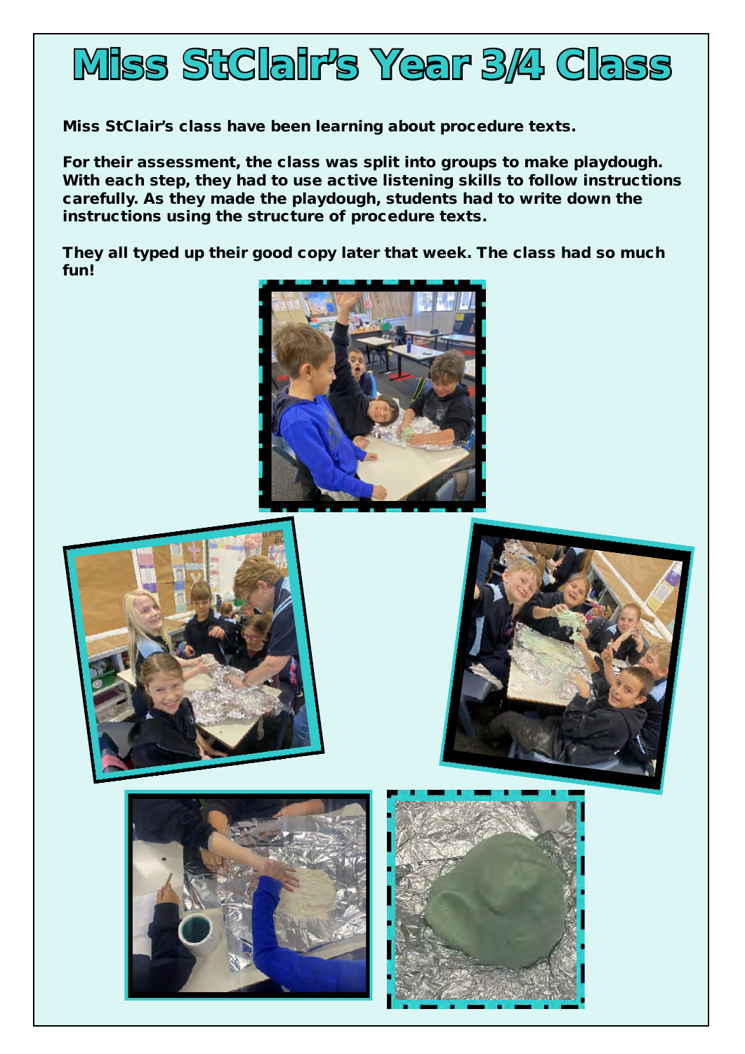# Miss StClair's Year 3/4 Class

**Miss StClair's class have been learning about procedure texts.**

**For their assessment, the class was split into groups to make playdough. With each step, they had to use active listening skills to follow instructions carefully. As they made the playdough, students had to write down the instructions using the structure of procedure texts.**

**They all typed up their good copy later that week. The class had so much fun!**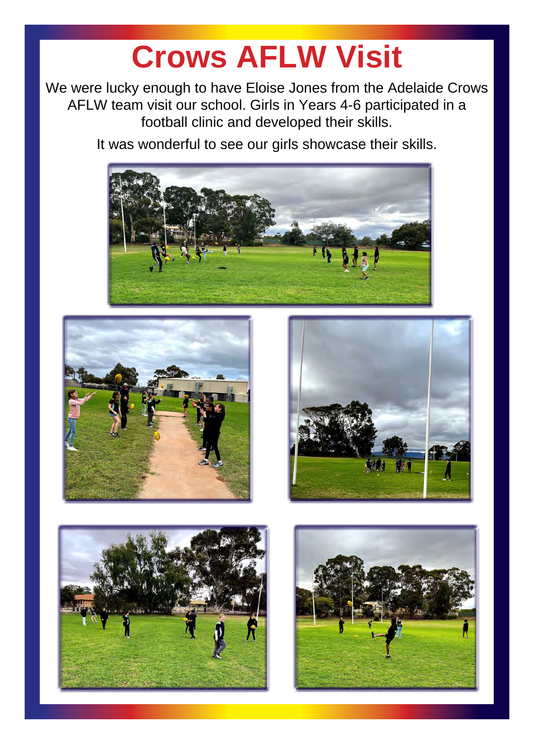# Crows AFLW Visit

We were lucky enough to have Eloise Jones from the Adelaide Crows AFLW team visit our school. Girls in Years 4-6 participated in a football clinic and developed their skills.

It was wonderful to see our girls showcase their skills.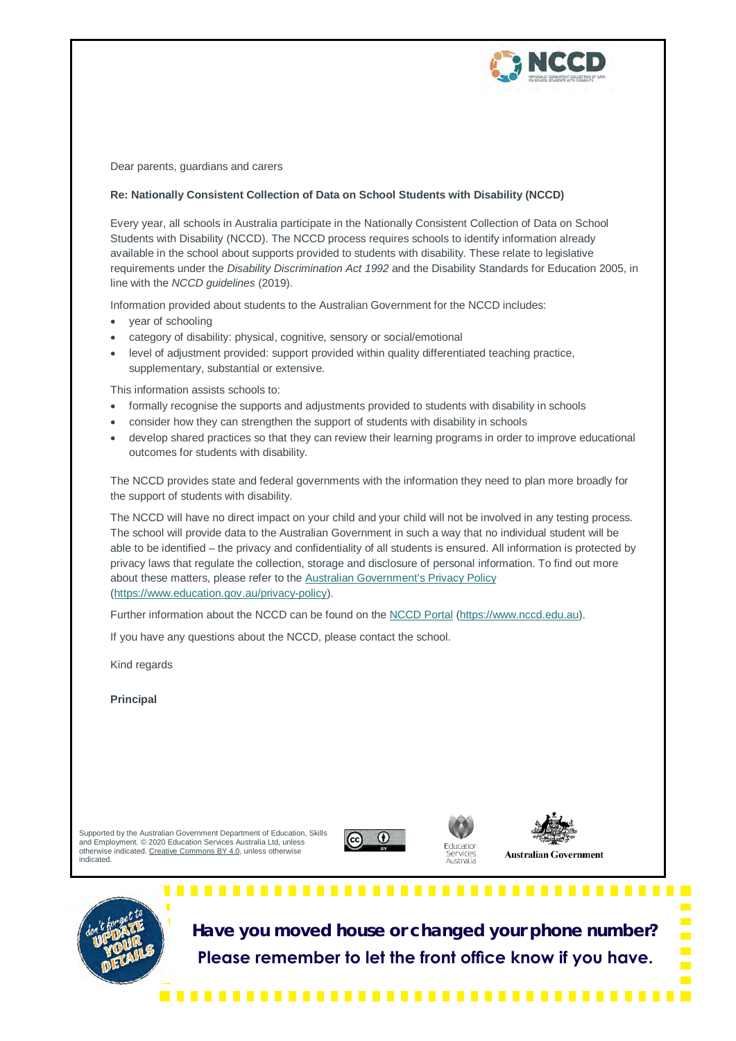Dear parents, guardians and carers

**Re: Nationally Consistent Collection of Data on School Students with Disability (NCCD)**

Every year, all schools in Australia participate in the Nationally Consistent Collection of Data on School Students with Disability (NCCD). The NCCD process requires schools to identify information already available in the school about supports provided to students with disability. These relate to legislative requirements under the *Disability Discrimination Act 1992* and the Disability Standards for Education 2005, in line with the *NCCD guidelines* (2019).

Information provided about students to the Australian Government for the NCCD includes:

- year of schooling
- category of disability: physical, cognitive, sensory or social/emotional
- level of adjustment provided: support provided within quality differentiated teaching practice, supplementary, substantial or extensive.

This information assists schools to:

- formally recognise the supports and adjustments provided to students with disability in schools
- consider how they can strengthen the support of students with disability in schools
- develop shared practices so that they can review their learning programs in order to improve educational outcomes for students with disability.

The NCCD provides state and federal governments with the information they need to plan more broadly for the support of students with disability.

The NCCD will have no direct impact on your child and your child will not be involved in any testing process. The school will provide data to the Australian Government in such a way that no individual student will be able to be identified – the privacy and confidentiality of all students is ensured. All information is protected by privacy laws that regulate the collection, storage and disclosure of personal information. To find out more about these matters, please refer to the Australian Government's Privacy Policy (https://www.education.gov.au/privacy-policy).

Further information about the NCCD can be found on the NCCD Portal (https://www.nccd.edu.au).

If you have any questions about the NCCD, please contact the school.

Kind regards

**Principal**

Supported by the Australian Government Department of Education, Skills and Employment. © 2020 Education Services Australia Ltd, unless otherwise indicated. Creative Commons BY 4.0, unless otherwise indicated.

Education Services Australia

Australian Government

don't forget to UPDATE YOUR DETAILS

**Have you moved house or changed your phone number?**

**Please remember to let the front office know if you have.**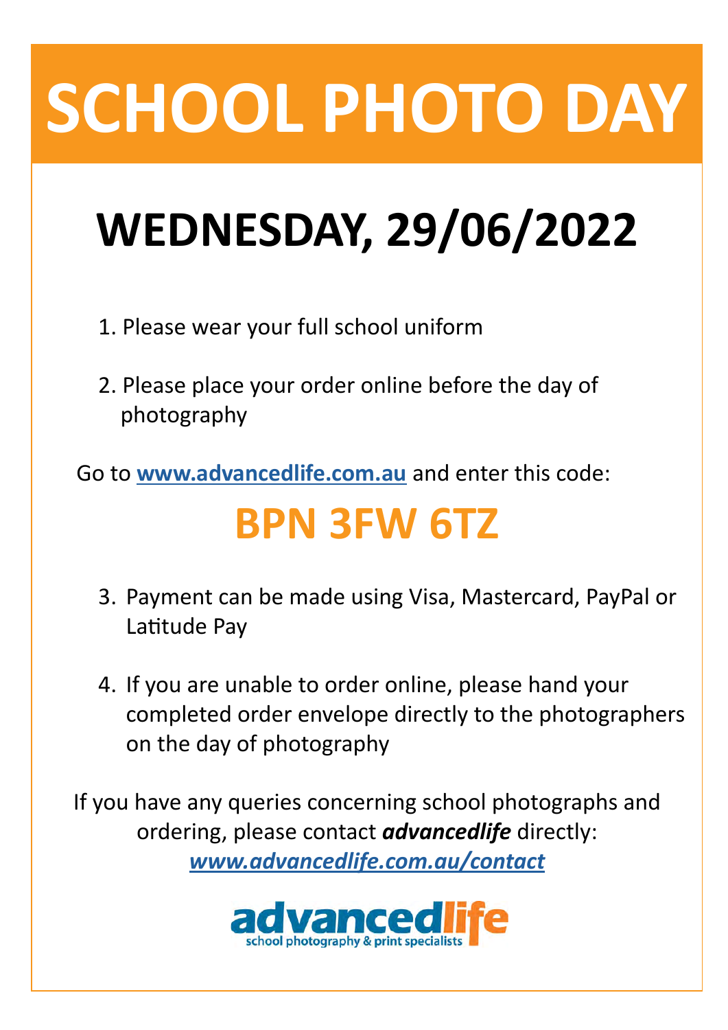# SCHOOL PHOTO DAY

## WEDNESDAY, 29/06/2022

1. Please wear your full school uniform
2. Please place your order online before the day of photography

Go to **www.advancedlife.com.au** and enter this code:

## BPN 3FW 6TZ

3. Payment can be made using Visa, Mastercard, PayPal or Latitude Pay
4. If you are unable to order online, please hand your completed order envelope directly to the photographers on the day of photography

If you have any queries concerning school photographs and ordering, please contact ***advancedlife*** directly:
*www.advancedlife.com.au/contact*

advancedlife
school photography & print specialists